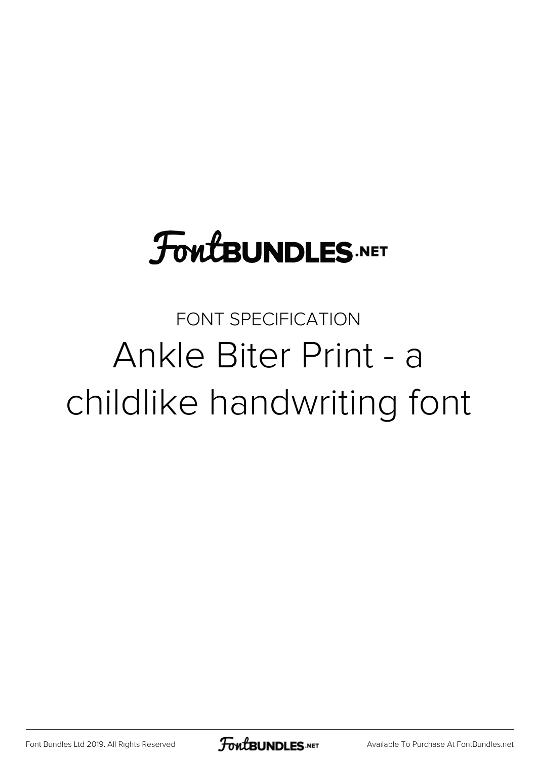FontBUNDLES.NET

FONT SPECIFICATION

# Ankle Biter Print - a childlike handwriting font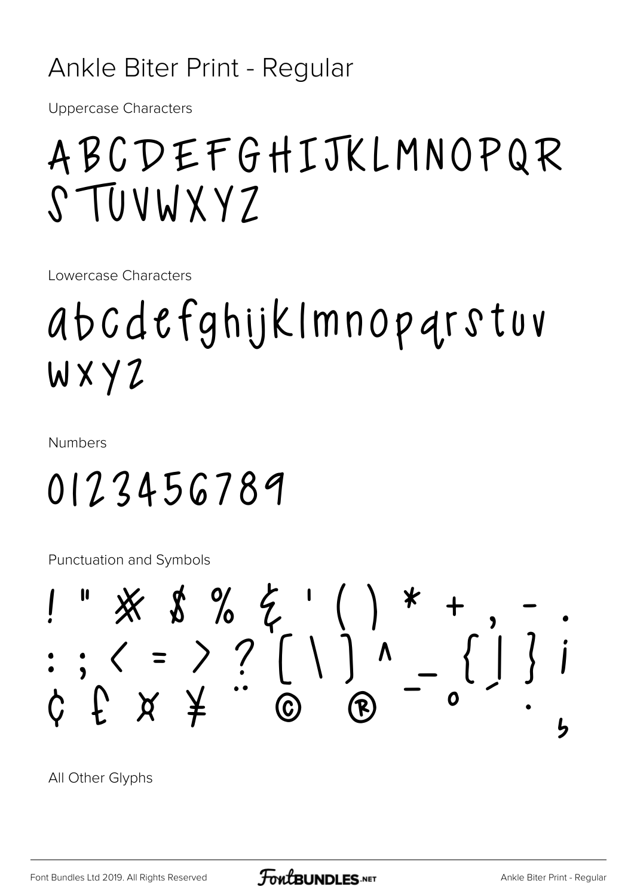# Ankle Biter Print - Regular

Uppercase Characters

ABCDEFGHIJKLMNOPQR
STUVWXYZ

Lowercase Characters

abcdefghijklmnopqrstuv
wxyz

Numbers

0123456789

Punctuation and Symbols

! " # $ % & ' ( ) * + , - .
: ; < = > ? [ \ ] ^ _ { | } ¡
¢ £ ¤ ¥ ¨ © ® ¯ ° ´ · ¸

All Other Glyphs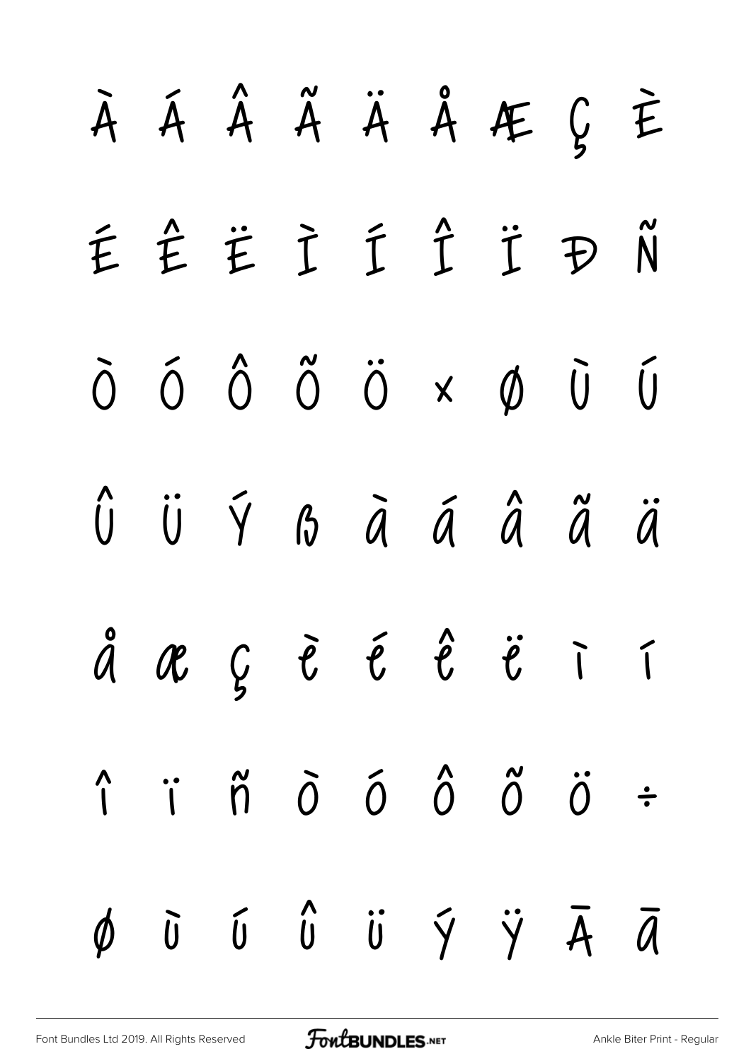À Á Â Ã Ä Å Æ Ç È

É Ê Ë Ì Í Î Ï Ð Ñ

Ò Ó Ô Õ Ö × Ø Ù Ú

Û Ü Ý ß à á â ã ä

å æ ç è é ê ë ì í

î ï ñ ò ó ô õ ö ÷

ø ù ú û ü ý ÿ Ā ā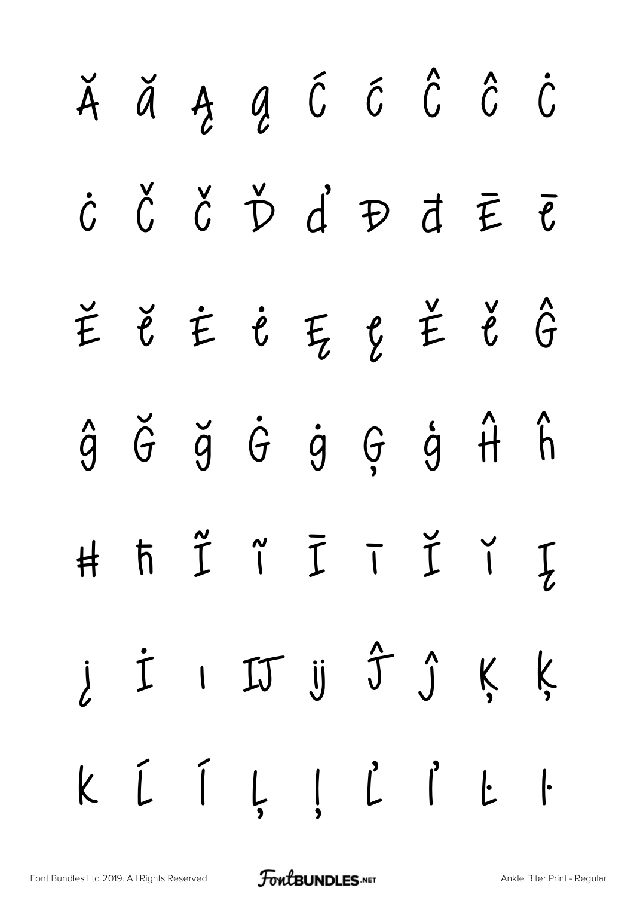Ă ă Ą ą Ć ć Ĉ ĉ Ċ

ċ Č č Ď ď Đ đ Ē ē

Ĕ ĕ Ė ė Ę ę Ě ě Ĝ

ĝ Ğ ğ Ġ ġ Ģ ģ Ĥ ĥ

Ħ ħ Ĩ ĩ Ī ī Ĭ ĭ Į

į İ ı Ĳ ĳ Ĵ ĵ Ķ ķ

ĸ Ĺ ĺ Ļ ļ Ľ ľ Ŀ ŀ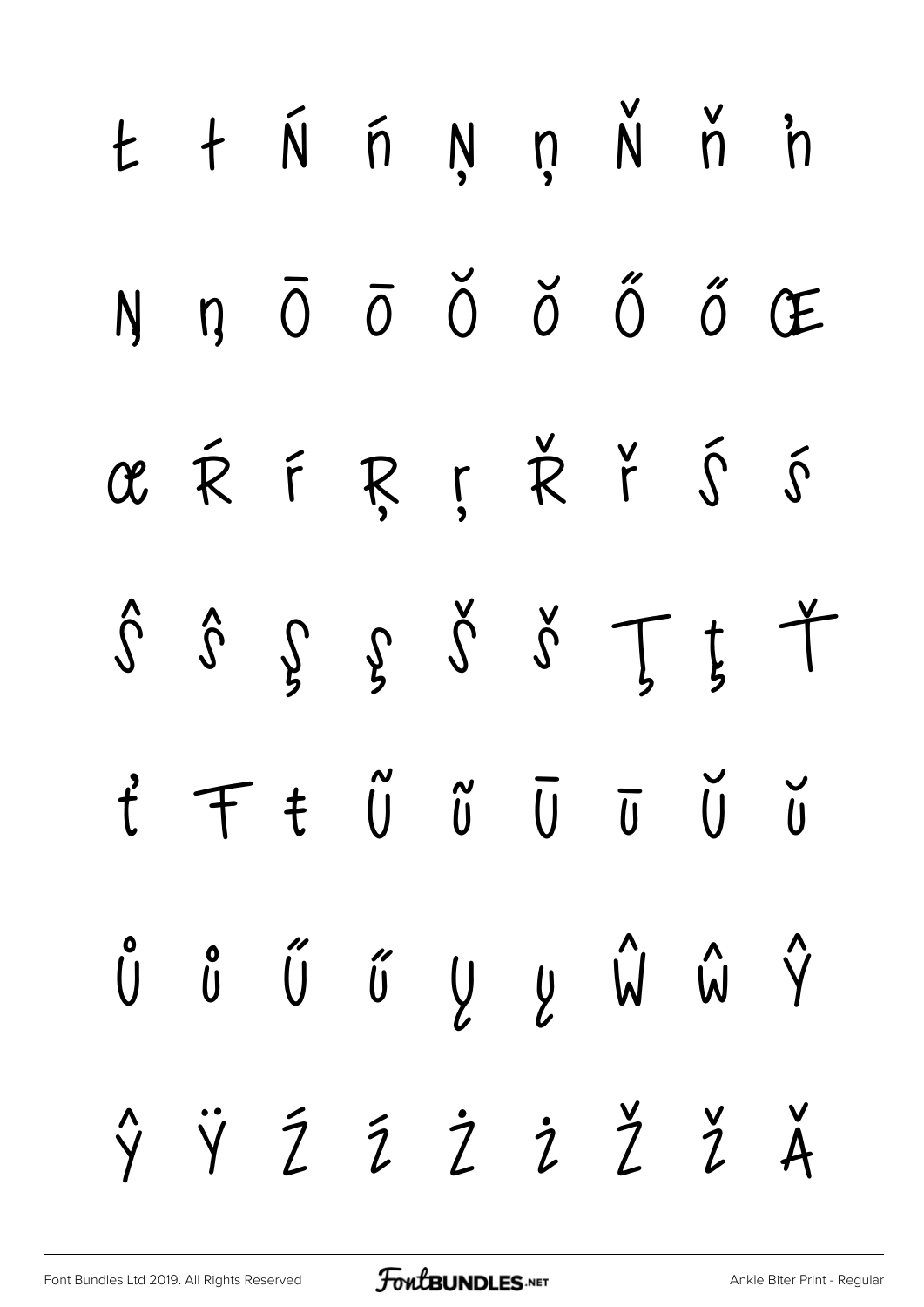Ł ł Ń ń Ņ ņ Ň ň ŉ

Ŋ ŋ Ō ō Ŏ ŏ Ő ő Œ

œ Ŕ ŕ Ŗ ŗ Ř ř Ś ś

Ŝ ŝ Ş ş Š š Ţ ţ Ť

ť Ŧ ŧ Ũ ũ Ū ū Ŭ ŭ

Ů ů Ű ű Ų ų Ŵ ŵ Ŷ

ŷ Ÿ Ź ź Ż ż Ž ž Ǎ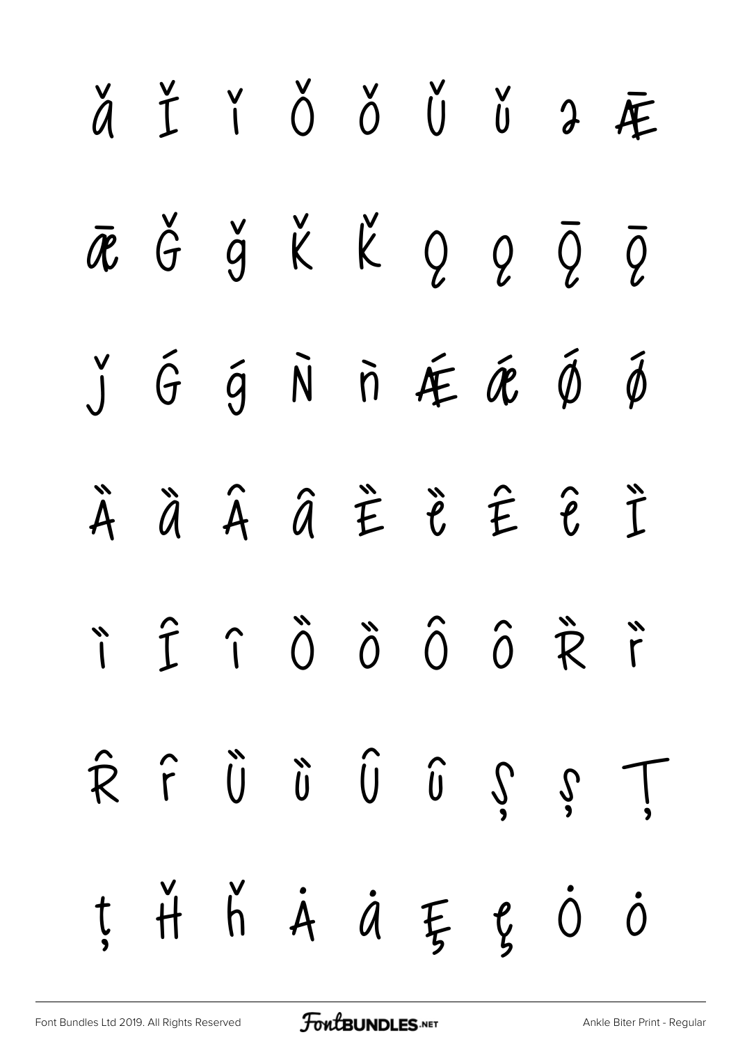ǎ Ǐ ǐ Ǒ ǒ Ǔ ǔ ə Ǣ

ǣ Ǧ ǧ Ǩ ǩ Ǫ ǫ Ǭ ǭ

ǰ Ǵ ǵ Ǹ ǹ Ǽ ǽ Ǿ ǿ

Ȁ ȁ Ȃ ȃ Ȅ ȅ Ȇ ȇ Ȉ

ȉ Ȋ ȋ Ȍ ȍ Ȏ ȏ Ȑ ȑ

Ȓ ȓ Ȕ ȕ Ȗ ȗ Ș ș Ț

ț Ȟ ȟ Ȧ ȧ Ȩ ȩ Ȯ ȯ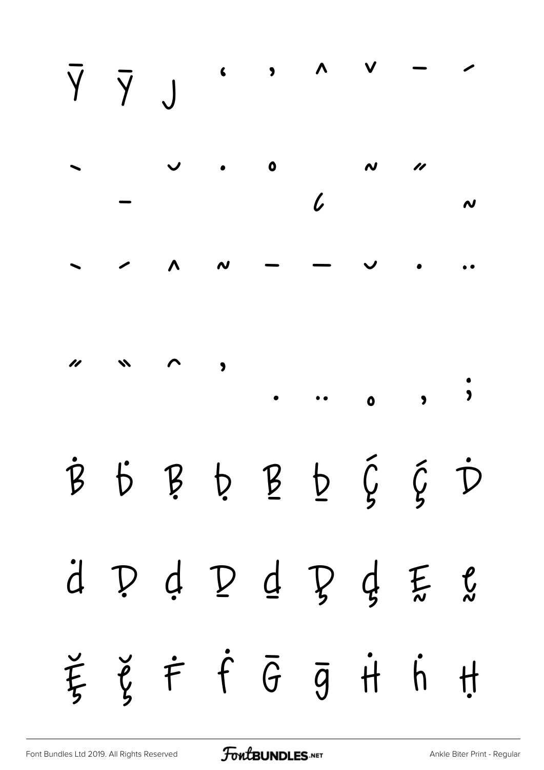Ȳ ȳ ȷ ‘ ’ ^ ˇ ¯ ´

˵ ˘ ˙ ˚ ˜ ˝
¯ ‘ ˜

` ´ ^ ˜ ¯ ¯ ˘ ˙ ¨

˝ ˵ ⁀ ’
. .. ˳ , ;

Ḃ ḃ Ḅ ḅ Ḇ ḇ Ḉ ḉ Ḋ

ḋ Ḍ ḍ Ḏ ḏ Ḑ ḑ Ḛ ḛ

Ḝ ḝ Ḟ ḟ Ḡ ḡ Ḣ ḣ Ḥ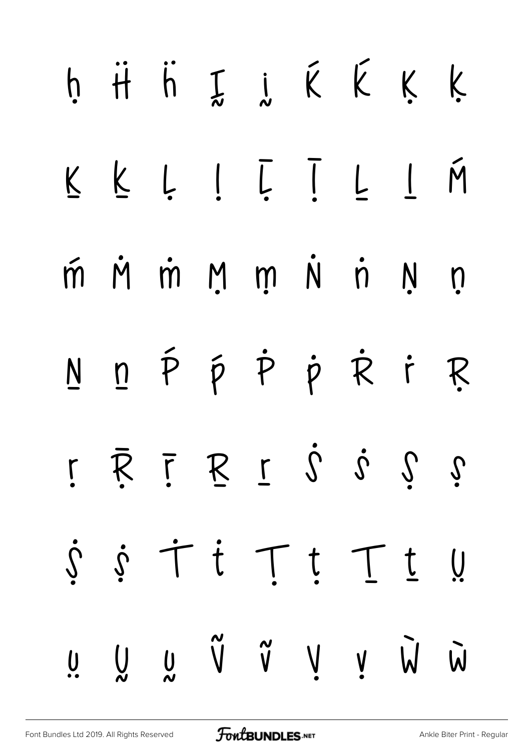ḥ Ḧ ḧ Ḭ ḭ Ḱ ḱ Ḳ ḳ

Ḵ ḵ Ḷ ḷ Ḹ ḹ Ḻ ḻ Ḿ

ḿ Ṁ ṁ Ṃ ṃ Ṅ ṅ Ṇ ṇ

Ṉ ṉ Ṕ ṕ Ṗ ṗ Ṙ ṙ Ṛ

ṛ Ṝ ṝ Ṟ ṟ Ṡ ṡ Ṣ ṣ

Ṩ ṩ Ṫ ṫ Ṭ ṭ Ṯ ṯ Ṳ

ṳ Ṵ ṵ Ṽ ṽ Ṿ ṿ Ẁ ẁ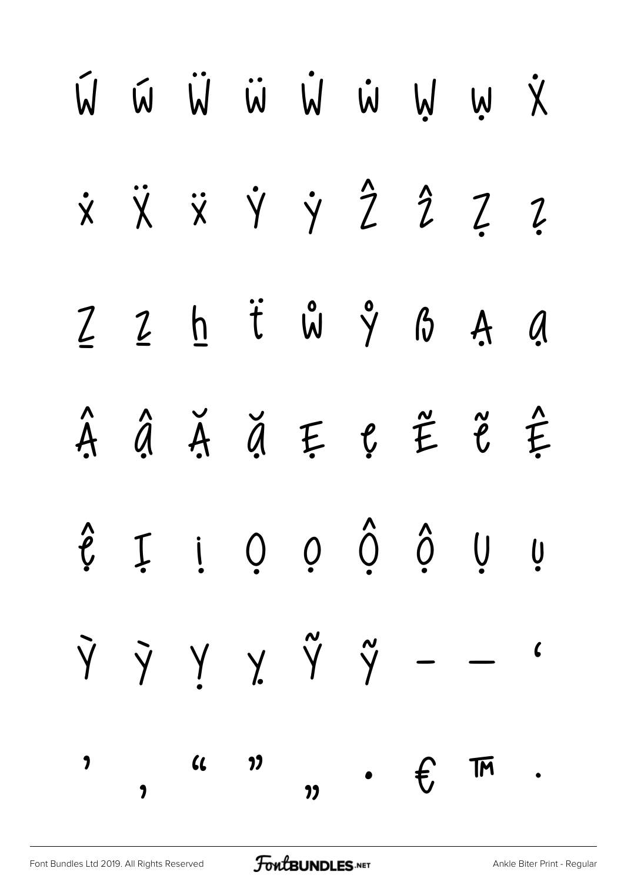Ẃ ẃ Ẅ ẅ Ẇ ẇ Ẉ ẉ Ẋ

ẋ Ẍ ẍ Ẏ ẏ Ẑ ẑ Ẓ ẓ

Ẕ ẕ ẖ ẗ ẘ ẙ ẞ Ạ ạ

Ậ ậ Ặ ặ Ẹ ẹ Ẽ ẽ Ệ

ệ Ị ị Ọ ọ Ộ ộ Ụ ụ

Ỳ ỳ Ỵ ỵ Ỹ ỹ – — ‘

’ ‚ “ ” „ • € ™ .